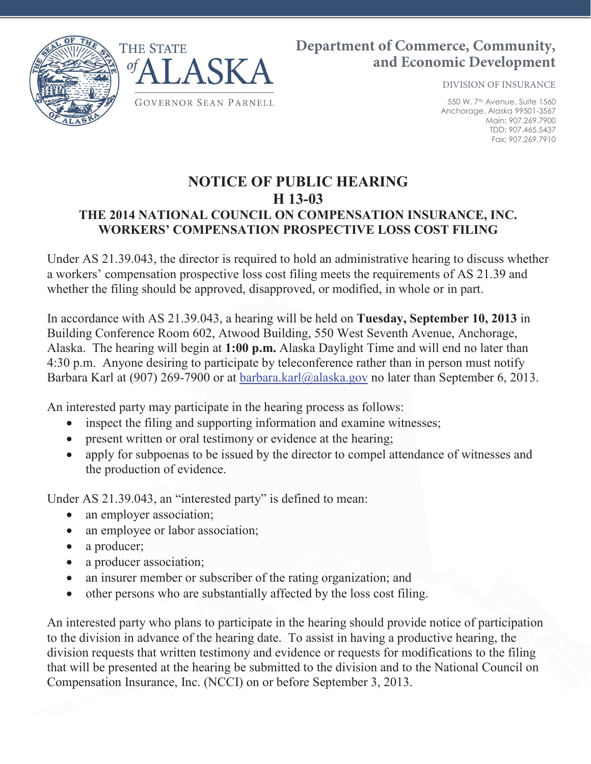THE STATE of ALASKA

GOVERNOR SEAN PARNELL

**Department of Commerce, Community, and Economic Development**

DIVISION OF INSURANCE

550 W. 7th Avenue, Suite 1560
Anchorage, Alaska 99501-3567
Main: 907.269.7900
TDD: 907.465.5437
Fax: 907.269.7910

# NOTICE OF PUBLIC HEARING
# H 13-03
## THE 2014 NATIONAL COUNCIL ON COMPENSATION INSURANCE, INC. WORKERS' COMPENSATION PROSPECTIVE LOSS COST FILING

Under AS 21.39.043, the director is required to hold an administrative hearing to discuss whether a workers' compensation prospective loss cost filing meets the requirements of AS 21.39 and whether the filing should be approved, disapproved, or modified, in whole or in part.

In accordance with AS 21.39.043, a hearing will be held on **Tuesday, September 10, 2013** in Building Conference Room 602, Atwood Building, 550 West Seventh Avenue, Anchorage, Alaska. The hearing will begin at **1:00 p.m.** Alaska Daylight Time and will end no later than 4:30 p.m. Anyone desiring to participate by teleconference rather than in person must notify Barbara Karl at (907) 269-7900 or at barbara.karl@alaska.gov no later than September 6, 2013.

An interested party may participate in the hearing process as follows:

- inspect the filing and supporting information and examine witnesses;
- present written or oral testimony or evidence at the hearing;
- apply for subpoenas to be issued by the director to compel attendance of witnesses and the production of evidence.

Under AS 21.39.043, an "interested party" is defined to mean:

- an employer association;
- an employee or labor association;
- a producer;
- a producer association;
- an insurer member or subscriber of the rating organization; and
- other persons who are substantially affected by the loss cost filing.

An interested party who plans to participate in the hearing should provide notice of participation to the division in advance of the hearing date. To assist in having a productive hearing, the division requests that written testimony and evidence or requests for modifications to the filing that will be presented at the hearing be submitted to the division and to the National Council on Compensation Insurance, Inc. (NCCI) on or before September 3, 2013.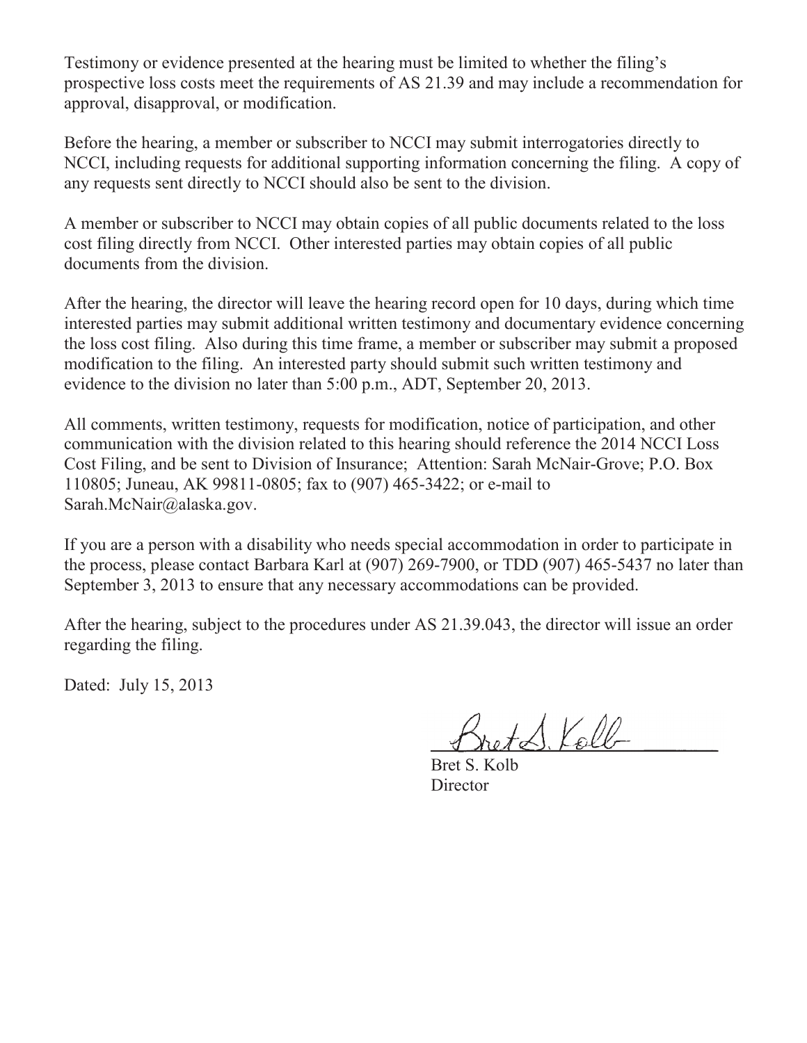Testimony or evidence presented at the hearing must be limited to whether the filing's prospective loss costs meet the requirements of AS 21.39 and may include a recommendation for approval, disapproval, or modification.

Before the hearing, a member or subscriber to NCCI may submit interrogatories directly to NCCI, including requests for additional supporting information concerning the filing. A copy of any requests sent directly to NCCI should also be sent to the division.

A member or subscriber to NCCI may obtain copies of all public documents related to the loss cost filing directly from NCCI. Other interested parties may obtain copies of all public documents from the division.

After the hearing, the director will leave the hearing record open for 10 days, during which time interested parties may submit additional written testimony and documentary evidence concerning the loss cost filing. Also during this time frame, a member or subscriber may submit a proposed modification to the filing. An interested party should submit such written testimony and evidence to the division no later than 5:00 p.m., ADT, September 20, 2013.

All comments, written testimony, requests for modification, notice of participation, and other communication with the division related to this hearing should reference the 2014 NCCI Loss Cost Filing, and be sent to Division of Insurance; Attention: Sarah McNair-Grove; P.O. Box 110805; Juneau, AK 99811-0805; fax to (907) 465-3422; or e-mail to Sarah.McNair@alaska.gov.

If you are a person with a disability who needs special accommodation in order to participate in the process, please contact Barbara Karl at (907) 269-7900, or TDD (907) 465-5437 no later than September 3, 2013 to ensure that any necessary accommodations can be provided.

After the hearing, subject to the procedures under AS 21.39.043, the director will issue an order regarding the filing.

Dated: July 15, 2013

Bret S. Kolb

Bret S. Kolb
Director